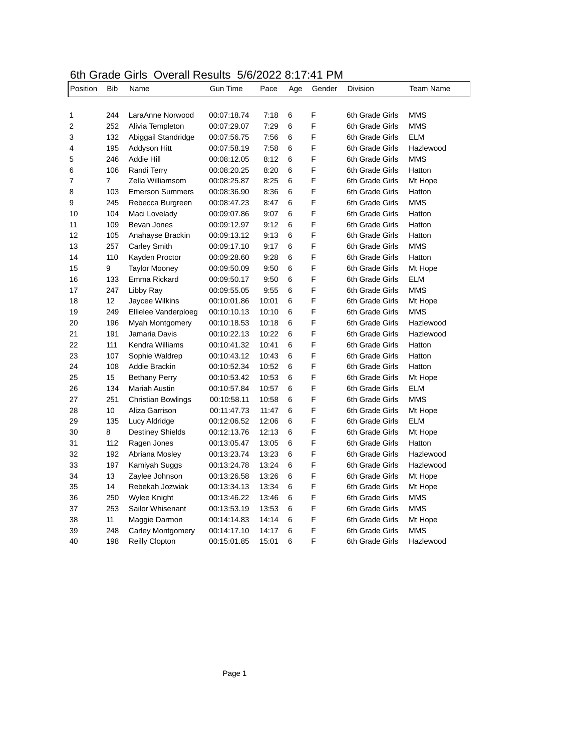# 6th Grade Girls Overall Results 5/6/2022 8:17:41 PM

| Position | Bib | Name | Gun Time | Pace | Age | Gender | Division | Team Name |
|---|---|---|---|---|---|---|---|---|
| 1 | 244 | LaraAnne Norwood | 00:07:18.74 | 7:18 | 6 | F | 6th Grade Girls | MMS |
| 2 | 252 | Alivia Templeton | 00:07:29.07 | 7:29 | 6 | F | 6th Grade Girls | MMS |
| 3 | 132 | Abiggail Standridge | 00:07:56.75 | 7:56 | 6 | F | 6th Grade Girls | ELM |
| 4 | 195 | Addyson Hitt | 00:07:58.19 | 7:58 | 6 | F | 6th Grade Girls | Hazlewood |
| 5 | 246 | Addie Hill | 00:08:12.05 | 8:12 | 6 | F | 6th Grade Girls | MMS |
| 6 | 106 | Randi Terry | 00:08:20.25 | 8:20 | 6 | F | 6th Grade Girls | Hatton |
| 7 | 7 | Zella Williamsom | 00:08:25.87 | 8:25 | 6 | F | 6th Grade Girls | Mt Hope |
| 8 | 103 | Emerson Summers | 00:08:36.90 | 8:36 | 6 | F | 6th Grade Girls | Hatton |
| 9 | 245 | Rebecca Burgreen | 00:08:47.23 | 8:47 | 6 | F | 6th Grade Girls | MMS |
| 10 | 104 | Maci Lovelady | 00:09:07.86 | 9:07 | 6 | F | 6th Grade Girls | Hatton |
| 11 | 109 | Bevan Jones | 00:09:12.97 | 9:12 | 6 | F | 6th Grade Girls | Hatton |
| 12 | 105 | Anahayse Brackin | 00:09:13.12 | 9:13 | 6 | F | 6th Grade Girls | Hatton |
| 13 | 257 | Carley Smith | 00:09:17.10 | 9:17 | 6 | F | 6th Grade Girls | MMS |
| 14 | 110 | Kayden Proctor | 00:09:28.60 | 9:28 | 6 | F | 6th Grade Girls | Hatton |
| 15 | 9 | Taylor Mooney | 00:09:50.09 | 9:50 | 6 | F | 6th Grade Girls | Mt Hope |
| 16 | 133 | Emma Rickard | 00:09:50.17 | 9:50 | 6 | F | 6th Grade Girls | ELM |
| 17 | 247 | Libby Ray | 00:09:55.05 | 9:55 | 6 | F | 6th Grade Girls | MMS |
| 18 | 12 | Jaycee Wilkins | 00:10:01.86 | 10:01 | 6 | F | 6th Grade Girls | Mt Hope |
| 19 | 249 | Ellielee Vanderploeg | 00:10:10.13 | 10:10 | 6 | F | 6th Grade Girls | MMS |
| 20 | 196 | Myah Montgomery | 00:10:18.53 | 10:18 | 6 | F | 6th Grade Girls | Hazlewood |
| 21 | 191 | Jamaria Davis | 00:10:22.13 | 10:22 | 6 | F | 6th Grade Girls | Hazlewood |
| 22 | 111 | Kendra Williams | 00:10:41.32 | 10:41 | 6 | F | 6th Grade Girls | Hatton |
| 23 | 107 | Sophie Waldrep | 00:10:43.12 | 10:43 | 6 | F | 6th Grade Girls | Hatton |
| 24 | 108 | Addie Brackin | 00:10:52.34 | 10:52 | 6 | F | 6th Grade Girls | Hatton |
| 25 | 15 | Bethany Perry | 00:10:53.42 | 10:53 | 6 | F | 6th Grade Girls | Mt Hope |
| 26 | 134 | Mariah Austin | 00:10:57.84 | 10:57 | 6 | F | 6th Grade Girls | ELM |
| 27 | 251 | Christian Bowlings | 00:10:58.11 | 10:58 | 6 | F | 6th Grade Girls | MMS |
| 28 | 10 | Aliza Garrison | 00:11:47.73 | 11:47 | 6 | F | 6th Grade Girls | Mt Hope |
| 29 | 135 | Lucy Aldridge | 00:12:06.52 | 12:06 | 6 | F | 6th Grade Girls | ELM |
| 30 | 8 | Destiney Shields | 00:12:13.76 | 12:13 | 6 | F | 6th Grade Girls | Mt Hope |
| 31 | 112 | Ragen Jones | 00:13:05.47 | 13:05 | 6 | F | 6th Grade Girls | Hatton |
| 32 | 192 | Abriana Mosley | 00:13:23.74 | 13:23 | 6 | F | 6th Grade Girls | Hazlewood |
| 33 | 197 | Kamiyah Suggs | 00:13:24.78 | 13:24 | 6 | F | 6th Grade Girls | Hazlewood |
| 34 | 13 | Zaylee Johnson | 00:13:26.58 | 13:26 | 6 | F | 6th Grade Girls | Mt Hope |
| 35 | 14 | Rebekah Jozwiak | 00:13:34.13 | 13:34 | 6 | F | 6th Grade Girls | Mt Hope |
| 36 | 250 | Wylee Knight | 00:13:46.22 | 13:46 | 6 | F | 6th Grade Girls | MMS |
| 37 | 253 | Sailor Whisenant | 00:13:53.19 | 13:53 | 6 | F | 6th Grade Girls | MMS |
| 38 | 11 | Maggie Darmon | 00:14:14.83 | 14:14 | 6 | F | 6th Grade Girls | Mt Hope |
| 39 | 248 | Carley Montgomery | 00:14:17.10 | 14:17 | 6 | F | 6th Grade Girls | MMS |
| 40 | 198 | Reilly Clopton | 00:15:01.85 | 15:01 | 6 | F | 6th Grade Girls | Hazlewood |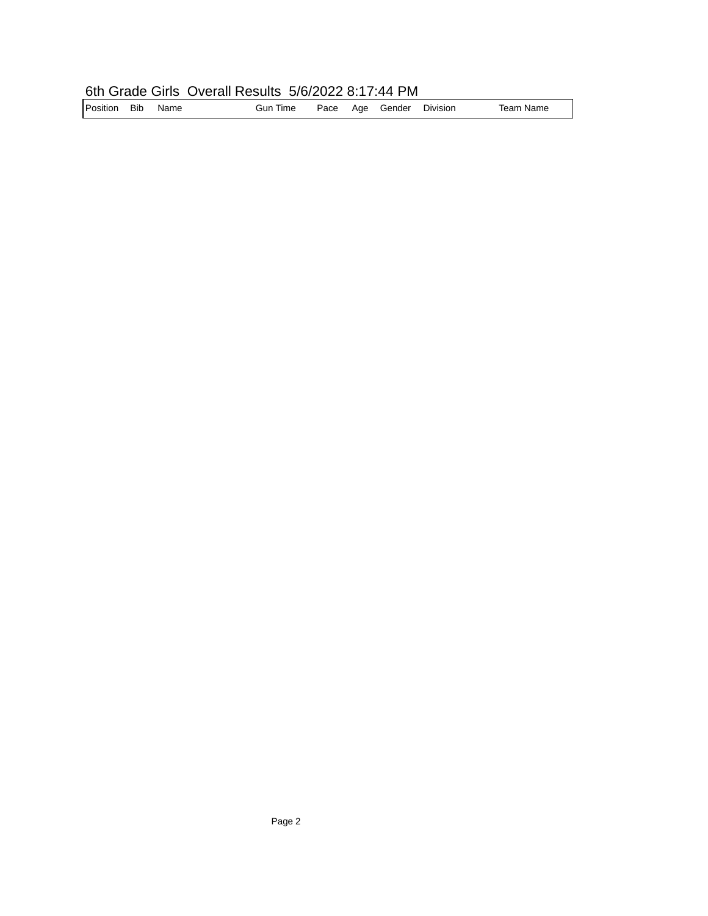6th Grade Girls Overall Results 5/6/2022 8:17:44 PM

| Position | Bib | Name | Gun Time | Pace | Age | Gender | Division | Team Name |
|---|---|---|---|---|---|---|---|---|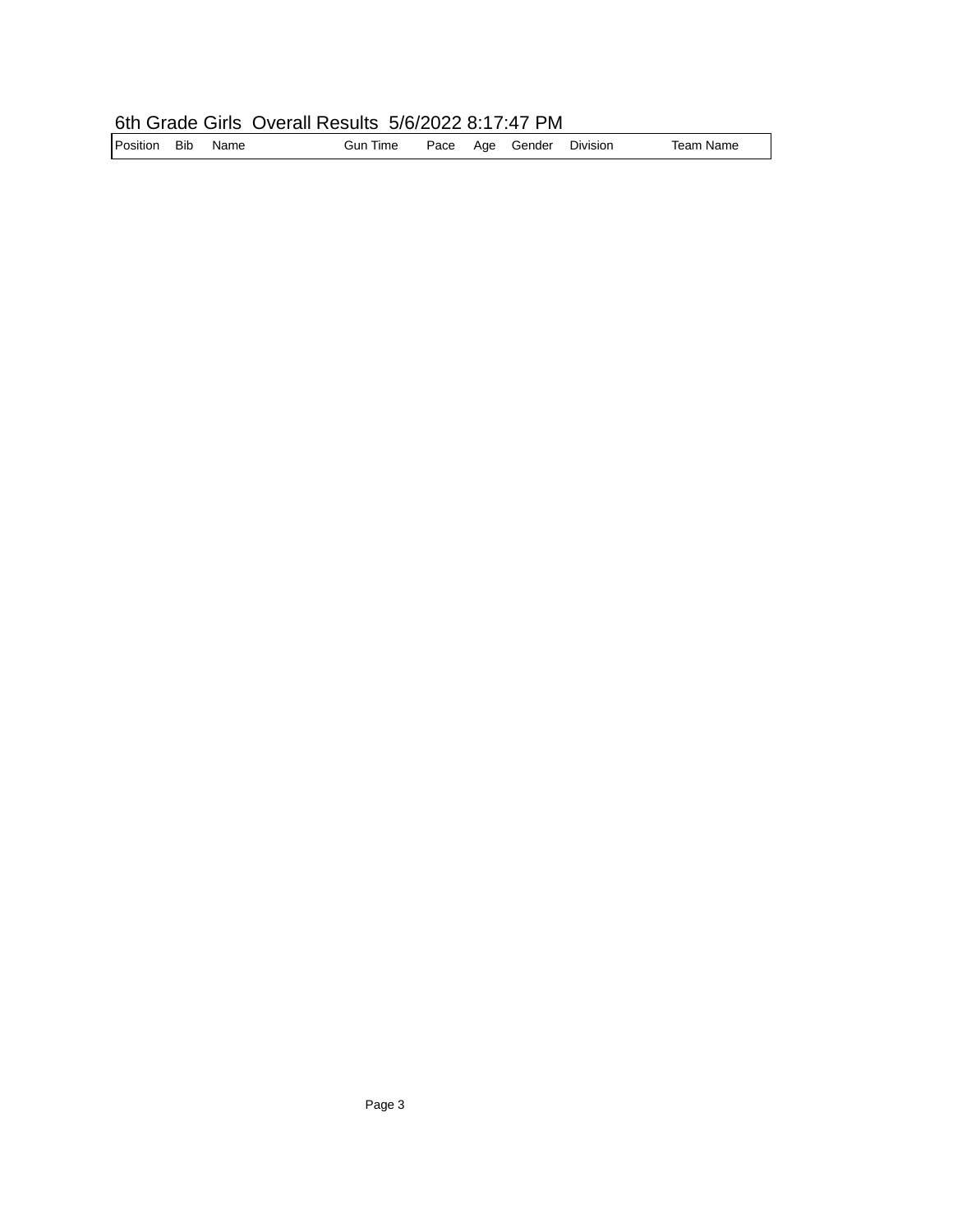## 6th Grade Girls Overall Results 5/6/2022 8:17:47 PM

| Position | Bib | Name | Gun Time | Pace | Age | Gender | Division | Team Name |
|---|---|---|---|---|---|---|---|---|